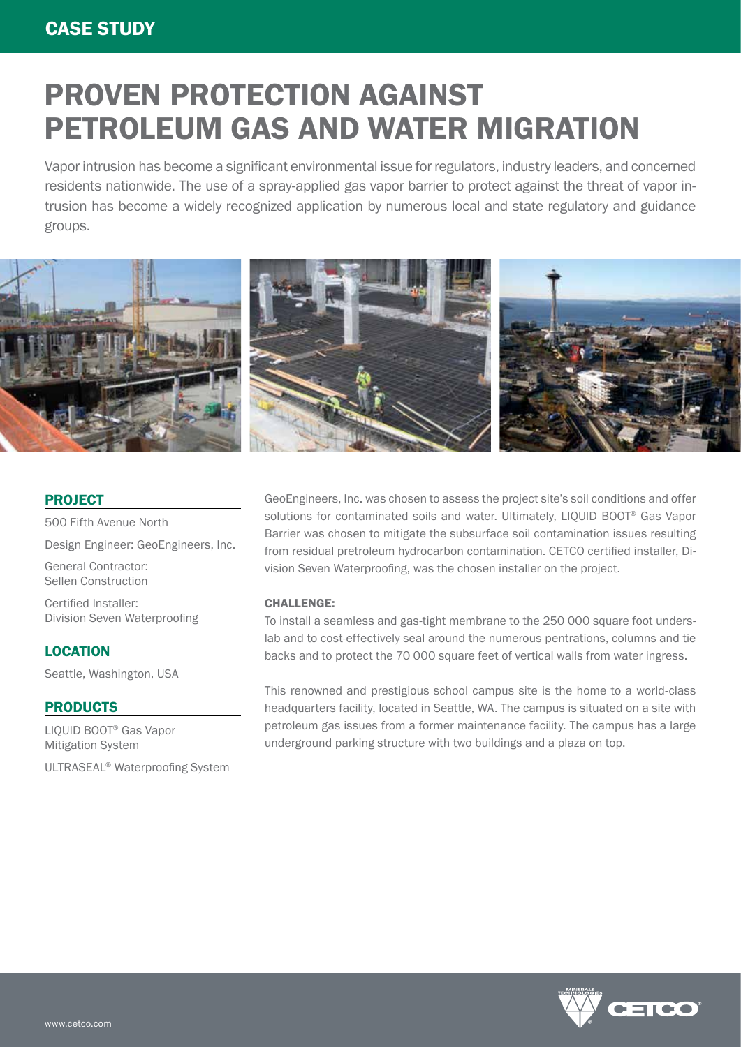CASE STUDY

# PROVEN PROTECTION AGAINST PETROLEUM GAS AND WATER MIGRATION

Vapor intrusion has become a significant environmental issue for regulators, industry leaders, and concerned residents nationwide. The use of a spray-applied gas vapor barrier to protect against the threat of vapor intrusion has become a widely recognized application by numerous local and state regulatory and guidance groups.

## PROJECT

500 Fifth Avenue North

Design Engineer: GeoEngineers, Inc.

General Contractor:
Sellen Construction

Certified Installer:
Division Seven Waterproofing

## LOCATION

Seattle, Washington, USA

## PRODUCTS

LIQUID BOOT® Gas Vapor Mitigation System

ULTRASEAL® Waterproofing System

GeoEngineers, Inc. was chosen to assess the project site's soil conditions and offer solutions for contaminated soils and water. Ultimately, LIQUID BOOT® Gas Vapor Barrier was chosen to mitigate the subsurface soil contamination issues resulting from residual pretroleum hydrocarbon contamination. CETCO certified installer, Division Seven Waterproofing, was the chosen installer on the project.

### CHALLENGE:

To install a seamless and gas-tight membrane to the 250 000 square foot underslab and to cost-effectively seal around the numerous pentrations, columns and tie backs and to protect the 70 000 square feet of vertical walls from water ingress.

This renowned and prestigious school campus site is the home to a world-class headquarters facility, located in Seattle, WA. The campus is situated on a site with petroleum gas issues from a former maintenance facility. The campus has a large underground parking structure with two buildings and a plaza on top.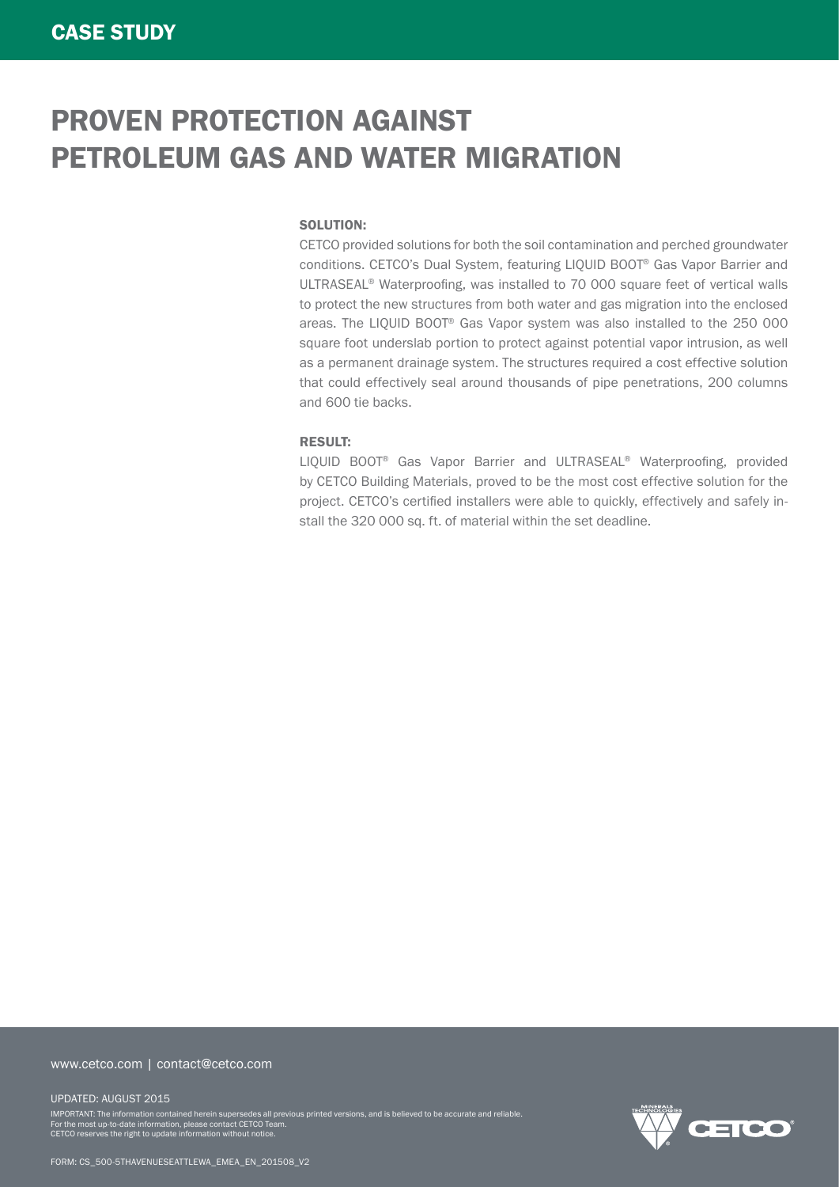CASE STUDY

# PROVEN PROTECTION AGAINST PETROLEUM GAS AND WATER MIGRATION

### SOLUTION:

CETCO provided solutions for both the soil contamination and perched groundwater conditions. CETCO's Dual System, featuring LIQUID BOOT® Gas Vapor Barrier and ULTRASEAL® Waterproofing, was installed to 70 000 square feet of vertical walls to protect the new structures from both water and gas migration into the enclosed areas. The LIQUID BOOT® Gas Vapor system was also installed to the 250 000 square foot underslab portion to protect against potential vapor intrusion, as well as a permanent drainage system. The structures required a cost effective solution that could effectively seal around thousands of pipe penetrations, 200 columns and 600 tie backs.

### RESULT:

LIQUID BOOT® Gas Vapor Barrier and ULTRASEAL® Waterproofing, provided by CETCO Building Materials, proved to be the most cost effective solution for the project. CETCO's certified installers were able to quickly, effectively and safely install the 320 000 sq. ft. of material within the set deadline.

www.cetco.com | contact@cetco.com

UPDATED: AUGUST 2015

IMPORTANT: The information contained herein supersedes all previous printed versions, and is believed to be accurate and reliable. For the most up-to-date information, please contact CETCO Team. CETCO reserves the right to update information without notice.

FORM: CS_500-5THAVENUESEATTLEWA_EMEA_EN_201508_V2